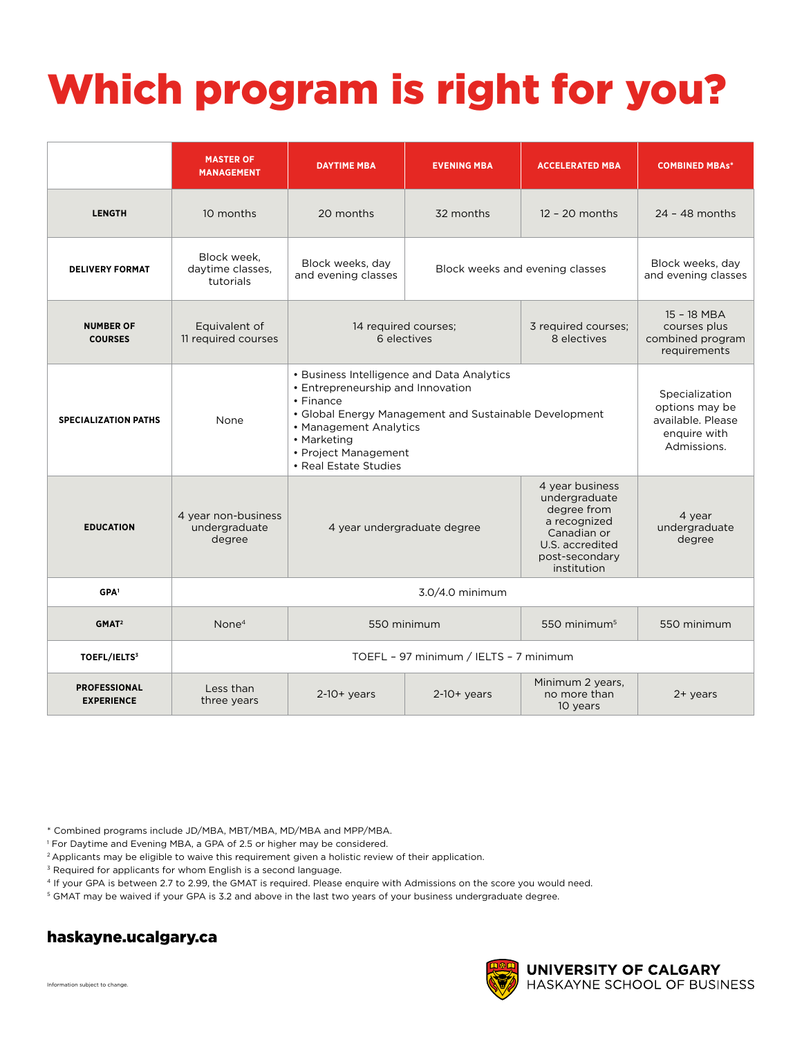# Which program is right for you?

| | MASTER OF MANAGEMENT | DAYTIME MBA | EVENING MBA | ACCELERATED MBA | COMBINED MBAs* |
|---|---|---|---|---|---|
| **LENGTH** | 10 months | 20 months | 32 months | 12 – 20 months | 24 – 48 months |
| **DELIVERY FORMAT** | Block week, daytime classes, tutorials | Block weeks, day and evening classes | Block weeks and evening classes | | Block weeks, day and evening classes |
| **NUMBER OF COURSES** | Equivalent of 11 required courses | 14 required courses; 6 electives | | 3 required courses; 8 electives | 15 – 18 MBA courses plus combined program requirements |
| **SPECIALIZATION PATHS** | None | • Business Intelligence and Data Analytics • Entrepreneurship and Innovation • Finance • Global Energy Management and Sustainable Development • Management Analytics • Marketing • Project Management • Real Estate Studies | | | Specialization options may be available. Please enquire with Admissions. |
| **EDUCATION** | 4 year non-business undergraduate degree | 4 year undergraduate degree | | 4 year business undergraduate degree from a recognized Canadian or U.S. accredited post-secondary institution | 4 year undergraduate degree |
| **GPA[1]** | 3.0/4.0 minimum | | | | |
| **GMAT[2]** | None[4] | 550 minimum | | 550 minimum[5] | 550 minimum |
| **TOEFL/IELTS[3]** | TOEFL – 97 minimum / IELTS – 7 minimum | | | | |
| **PROFESSIONAL EXPERIENCE** | Less than three years | 2-10+ years | 2-10+ years | Minimum 2 years, no more than 10 years | 2+ years |

* Combined programs include JD/MBA, MBT/MBA, MD/MBA and MPP/MBA.

[1] For Daytime and Evening MBA, a GPA of 2.5 or higher may be considered.

[2] Applicants may be eligible to waive this requirement given a holistic review of their application.

[3] Required for applicants for whom English is a second language.

[4] If your GPA is between 2.7 to 2.99, the GMAT is required. Please enquire with Admissions on the score you would need.

[5] GMAT may be waived if your GPA is 3.2 and above in the last two years of your business undergraduate degree.

**haskayne.ucalgary.ca**

Information subject to change.

**UNIVERSITY OF CALGARY**
HASKAYNE SCHOOL OF BUSINESS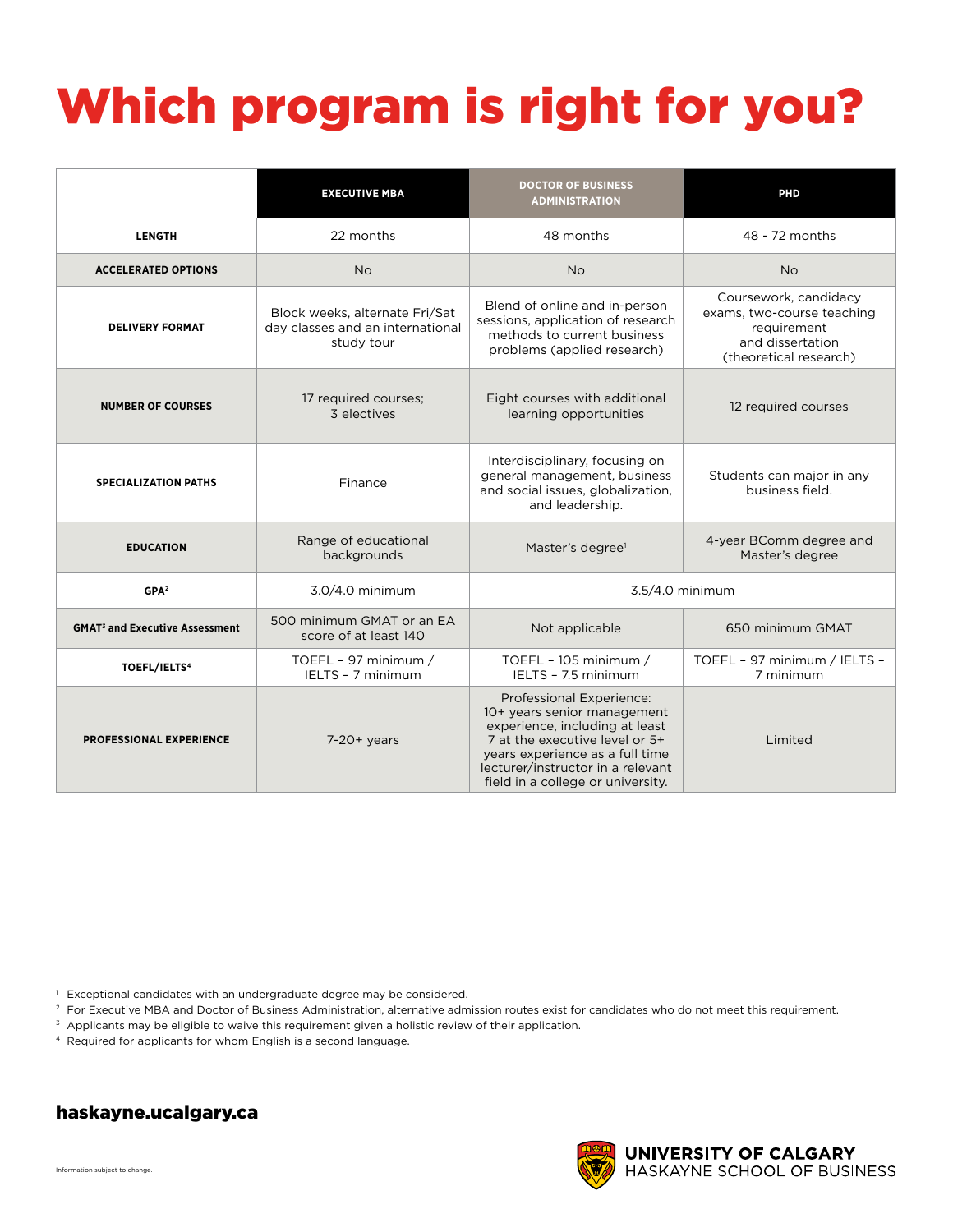# Which program is right for you?

| | EXECUTIVE MBA | DOCTOR OF BUSINESS ADMINISTRATION | PHD |
|---|---|---|---|
| **LENGTH** | 22 months | 48 months | 48 - 72 months |
| **ACCELERATED OPTIONS** | No | No | No |
| **DELIVERY FORMAT** | Block weeks, alternate Fri/Sat day classes and an international study tour | Blend of online and in-person sessions, application of research methods to current business problems (applied research) | Coursework, candidacy exams, two-course teaching requirement and dissertation (theoretical research) |
| **NUMBER OF COURSES** | 17 required courses; 3 electives | Eight courses with additional learning opportunities | 12 required courses |
| **SPECIALIZATION PATHS** | Finance | Interdisciplinary, focusing on general management, business and social issues, globalization, and leadership. | Students can major in any business field. |
| **EDUCATION** | Range of educational backgrounds | Master's degree[1] | 4-year BComm degree and Master's degree |
| **GPA[2]** | 3.0/4.0 minimum | 3.5/4.0 minimum | |
| **GMAT[3] and Executive Assessment** | 500 minimum GMAT or an EA score of at least 140 | Not applicable | 650 minimum GMAT |
| **TOEFL/IELTS[4]** | TOEFL – 97 minimum / IELTS – 7 minimum | TOEFL – 105 minimum / IELTS – 7.5 minimum | TOEFL – 97 minimum / IELTS – 7 minimum |
| **PROFESSIONAL EXPERIENCE** | 7-20+ years | Professional Experience: 10+ years senior management experience, including at least 7 at the executive level or 5+ years experience as a full time lecturer/instructor in a relevant field in a college or university. | Limited |

[1] Exceptional candidates with an undergraduate degree may be considered.

[2] For Executive MBA and Doctor of Business Administration, alternative admission routes exist for candidates who do not meet this requirement.

[3] Applicants may be eligible to waive this requirement given a holistic review of their application.

[4] Required for applicants for whom English is a second language.

**haskayne.ucalgary.ca**

Information subject to change.

UNIVERSITY OF CALGARY
HASKAYNE SCHOOL OF BUSINESS